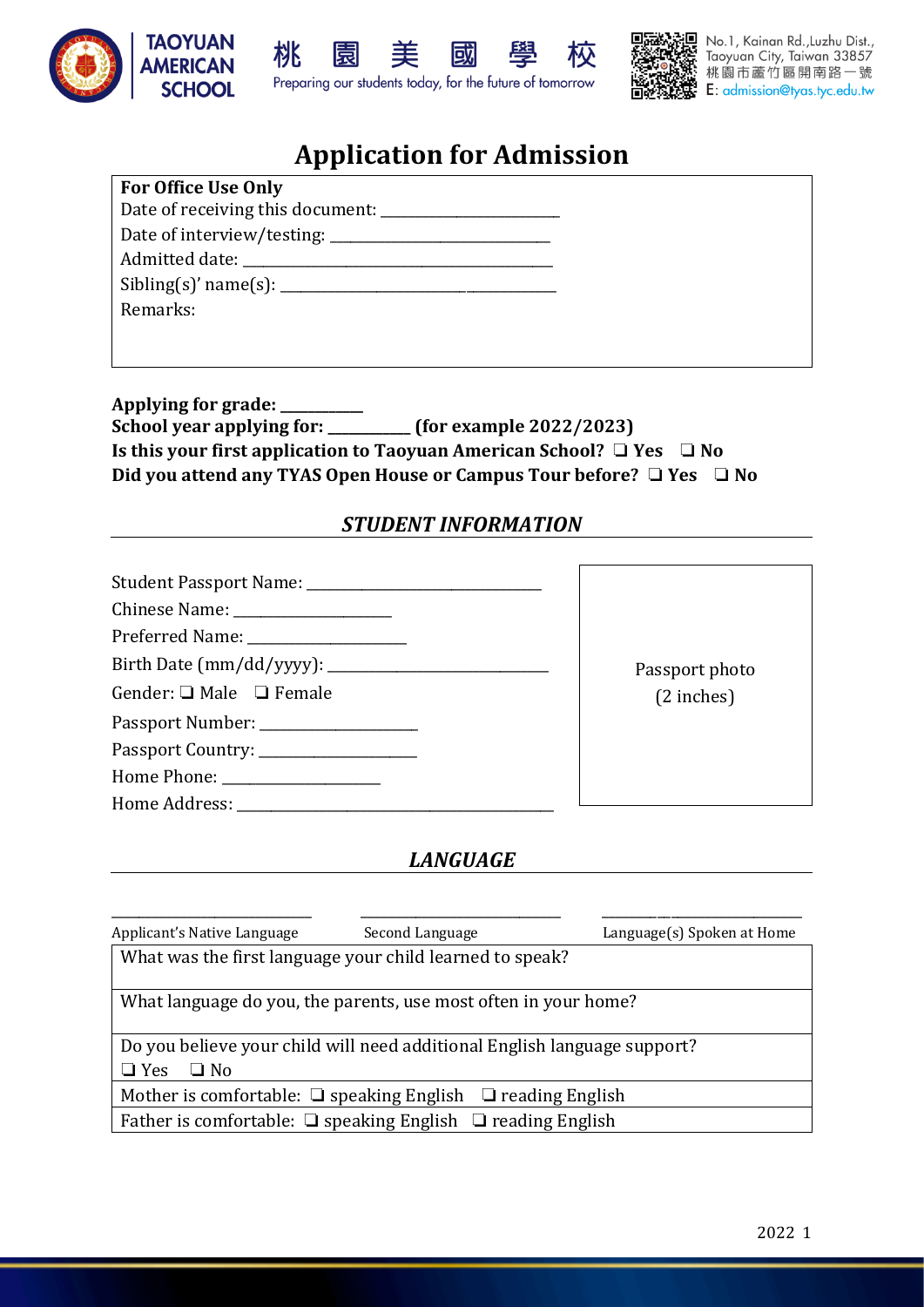TAOYUAN AMERICAN SCHOOL 桃 園 美 國 學 校

Preparing our students today, for the future of tomorrow

No.1, Kainan Rd.,Luzhu Dist., Taoyuan City, Taiwan 33857
桃園市蘆竹區開南路一號
E: admission@tyas.tyc.edu.tw

# Application for Admission

**For Office Use Only**
Date of receiving this document: ____________________
Date of interview/testing: ________________________
Admitted date: ________________________________
Sibling(s)' name(s): ____________________________
Remarks:

**Applying for grade: __________**
**School year applying for: __________ (for example 2022/2023)**
**Is this your first application to Taoyuan American School? ❑ Yes ❑ No**
**Did you attend any TYAS Open House or Campus Tour before? ❑ Yes ❑ No**

## *STUDENT INFORMATION*

Student Passport Name: ___________________________
Chinese Name: ________________
Preferred Name: ________________
Birth Date (mm/dd/yyyy): _________________________
Gender: ❑ Male ❑ Female
Passport Number: ________________
Passport Country: ________________
Home Phone: ________________
Home Address: __________________________________

Passport photo (2 inches)

## *LANGUAGE*

| ____________________ | ____________________ | ____________________ |
|---|---|---|
| Applicant's Native Language | Second Language | Language(s) Spoken at Home |

| |
|---|
| What was the first language your child learned to speak? |
| What language do you, the parents, use most often in your home? |
| Do you believe your child will need additional English language support? ❑ Yes ❑ No |
| Mother is comfortable: ❑ speaking English ❑ reading English |
| Father is comfortable: ❑ speaking English ❑ reading English |

2022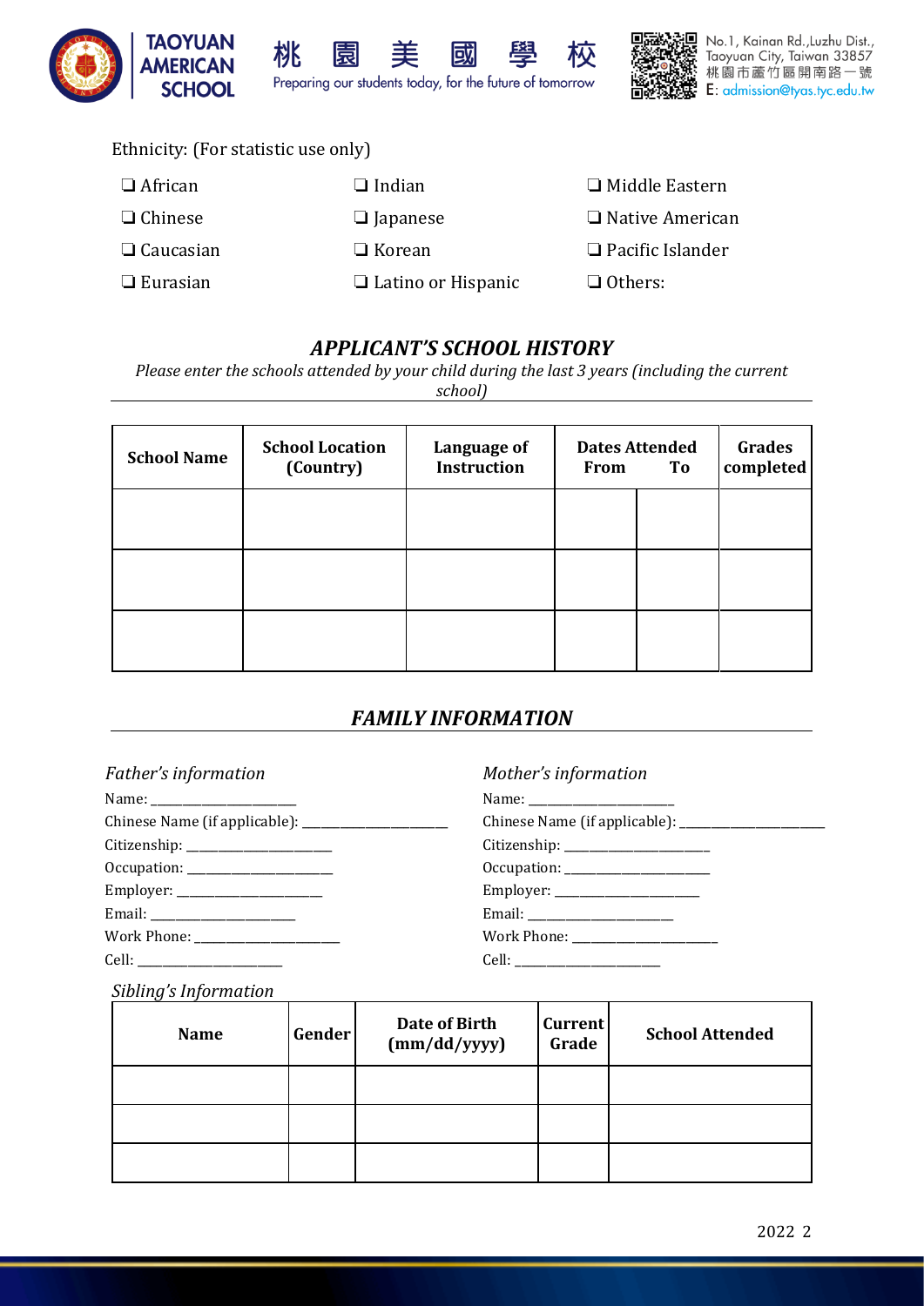Ethnicity: (For statistic use only)

❑ African
❑ Chinese
❑ Caucasian
❑ Eurasian
❑ Indian
❑ Japanese
❑ Korean
❑ Latino or Hispanic
❑ Middle Eastern
❑ Native American
❑ Pacific Islander
❑ Others:

## *APPLICANT'S SCHOOL HISTORY*

*Please enter the schools attended by your child during the last 3 years (including the current school)*

| School Name | School Location (Country) | Language of Instruction | Dates Attended From | To | Grades completed |
|---|---|---|---|---|---|
| | | | | | |
| | | | | | |
| | | | | | |

## *FAMILY INFORMATION*

*Father's information*

Name: ______________________
Chinese Name (if applicable): ______________________
Citizenship: ______________________
Occupation: ______________________
Employer: ______________________
Email: ______________________
Work Phone: ______________________
Cell: ______________________

*Mother's information*

Name: ______________________
Chinese Name (if applicable): ______________________
Citizenship: ______________________
Occupation: ______________________
Employer: ______________________
Email: ______________________
Work Phone: ______________________
Cell: ______________________

*Sibling's Information*

| Name | Gender | Date of Birth (mm/dd/yyyy) | Current Grade | School Attended |
|---|---|---|---|---|
| | | | | |
| | | | | |
| | | | | |

2022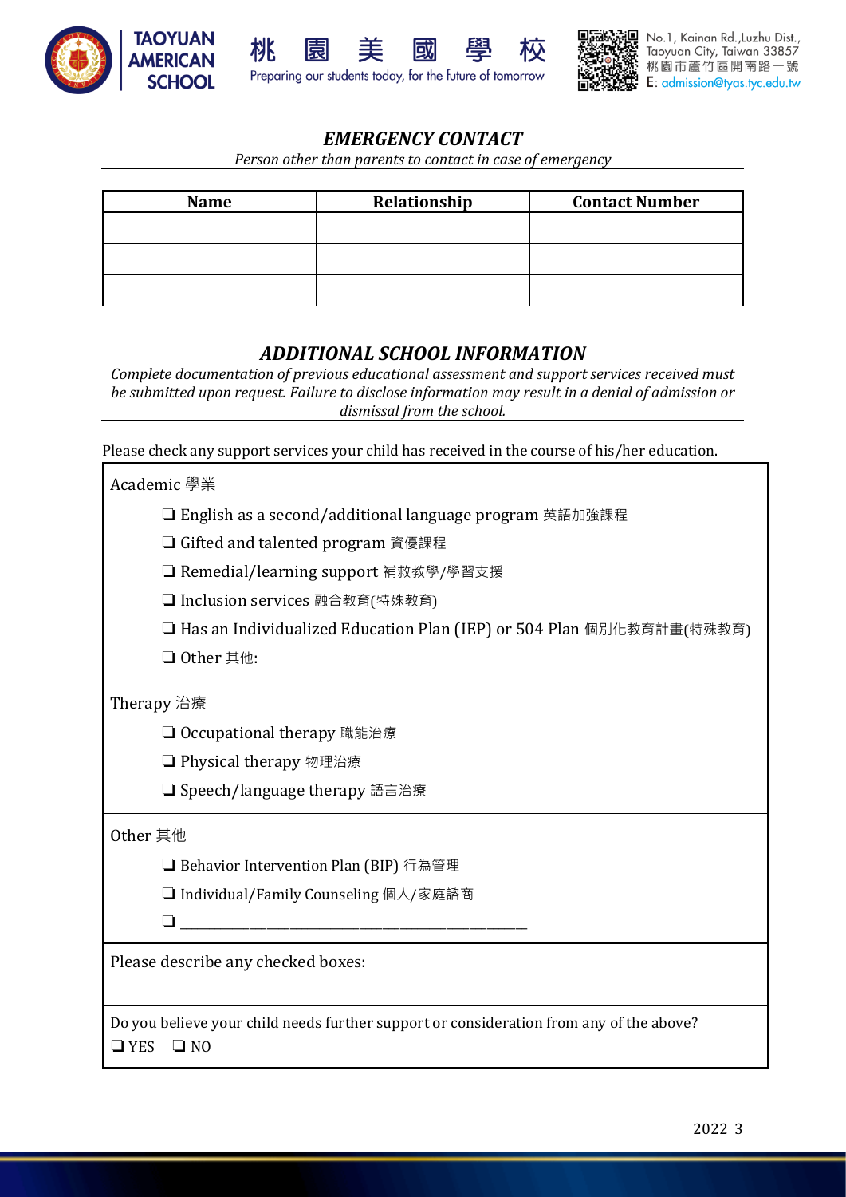## *EMERGENCY CONTACT*

*Person other than parents to contact in case of emergency*

| Name | Relationship | Contact Number |
|---|---|---|
| | | |
| | | |
| | | |

## *ADDITIONAL SCHOOL INFORMATION*

*Complete documentation of previous educational assessment and support services received must be submitted upon request. Failure to disclose information may result in a denial of admission or dismissal from the school.*

Please check any support services your child has received in the course of his/her education.

Academic 學業

- ❏ English as a second/additional language program 英語加強課程
- ❏ Gifted and talented program 資優課程
- ❏ Remedial/learning support 補救教學/學習支援
- ❏ Inclusion services 融合教育(特殊教育)
- ❏ Has an Individualized Education Plan (IEP) or 504 Plan 個別化教育計畫(特殊教育)
- ❏ Other 其他:

Therapy 治療

- ❏ Occupational therapy 職能治療
- ❏ Physical therapy 物理治療
- ❏ Speech/language therapy 語言治療

Other 其他

- ❏ Behavior Intervention Plan (BIP) 行為管理
- ❏ Individual/Family Counseling 個人/家庭諮商
- ❏ ________________________________________

Please describe any checked boxes:

Do you believe your child needs further support or consideration from any of the above?

❏ YES ❏ NO

2022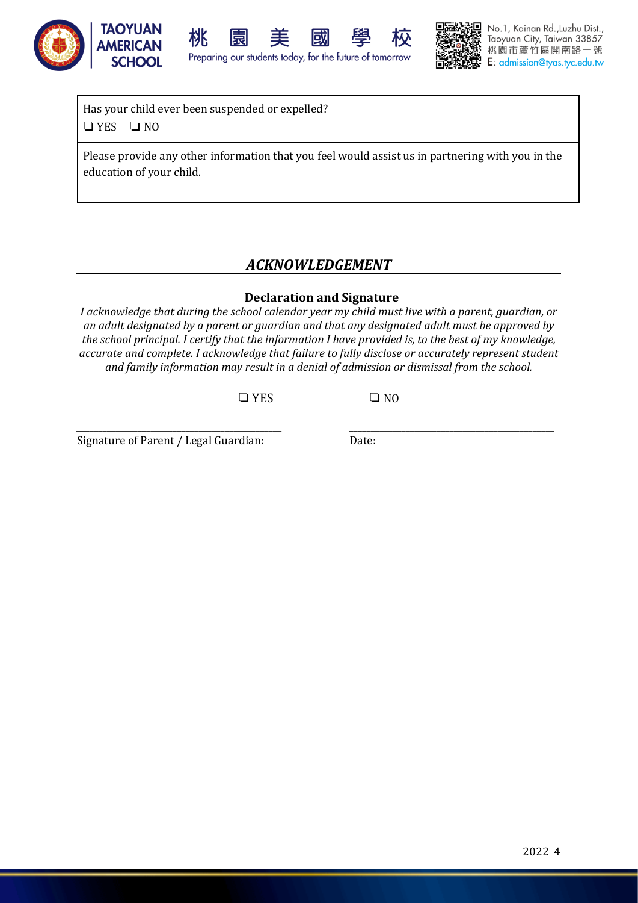Has your child ever been suspended or expelled?

❑ YES ❑ NO

Please provide any other information that you feel would assist us in partnering with you in the education of your child.

## *ACKNOWLEDGEMENT*

### Declaration and Signature

*I acknowledge that during the school calendar year my child must live with a parent, guardian, or an adult designated by a parent or guardian and that any designated adult must be approved by the school principal. I certify that the information I have provided is, to the best of my knowledge, accurate and complete. I acknowledge that failure to fully disclose or accurately represent student and family information may result in a denial of admission or dismissal from the school.*

❑ YES ❑ NO

Signature of Parent / Legal Guardian: \_\_\_\_\_\_\_\_\_\_\_\_\_\_\_\_\_\_\_\_ Date: \_\_\_\_\_\_\_\_\_\_\_\_\_\_\_\_\_\_\_\_